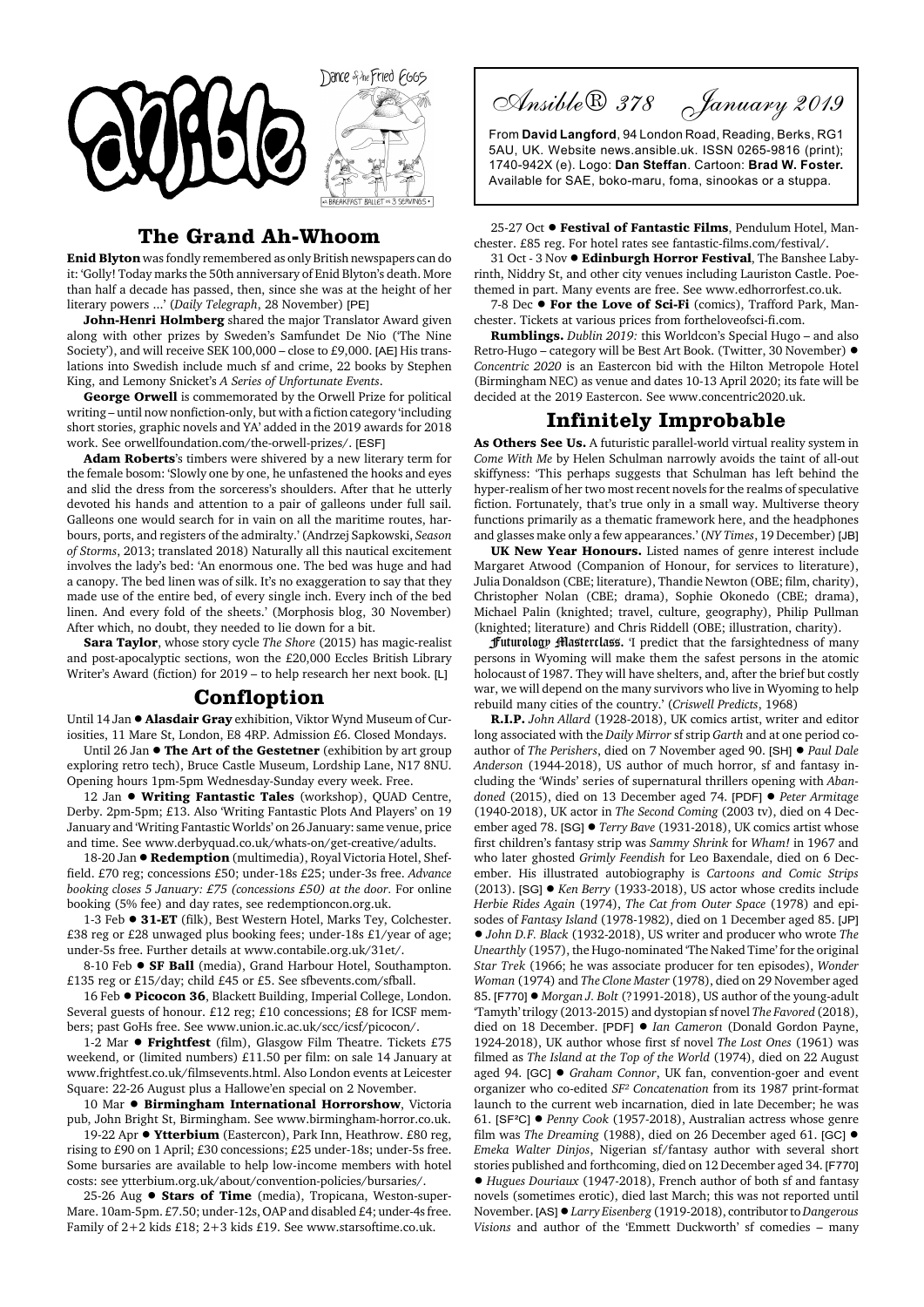*Ansible® 378 January 2019*

From **David Langford**, 94 London Road, Reading, Berks, RG1 5AU, UK. Website news.ansible.uk. ISSN 0265-9816 (print); 1740-942X (e). Logo: **Dan Steffan**. Cartoon: **Brad W. Foster.** Available for SAE, boko-maru, foma, sinookas or a stuppa.

## The Grand Ah-Whoom

**Enid Blyton** was fondly remembered as only British newspapers can do it: 'Golly! Today marks the 50th anniversary of Enid Blyton's death. More than half a decade has passed, then, since she was at the height of her literary powers ...' (*Daily Telegraph*, 28 November) [PE]

**John-Henri Holmberg** shared the major Translator Award given along with other prizes by Sweden's Samfundet De Nio ('The Nine Society'), and will receive SEK 100,000 – close to £9,000. [AE] His translations into Swedish include much sf and crime, 22 books by Stephen King, and Lemony Snicket's *A Series of Unfortunate Events*.

**George Orwell** is commemorated by the Orwell Prize for political writing – until now nonfiction-only, but with a fiction category 'including short stories, graphic novels and YA' added in the 2019 awards for 2018 work. See orwellfoundation.com/the-orwell-prizes/. [ESF]

**Adam Roberts**'s timbers were shivered by a new literary term for the female bosom: 'Slowly one by one, he unfastened the hooks and eyes and slid the dress from the sorceress's shoulders. After that he utterly devoted his hands and attention to a pair of galleons under full sail. Galleons one would search for in vain on all the maritime routes, harbours, ports, and registers of the admiralty.' (Andrzej Sapkowski, *Season of Storms*, 2013; translated 2018) Naturally all this nautical excitement involves the lady's bed: 'An enormous one. The bed was huge and had a canopy. The bed linen was of silk. It's no exaggeration to say that they made use of the entire bed, of every single inch. Every inch of the bed linen. And every fold of the sheets.' (Morphosis blog, 30 November) After which, no doubt, they needed to lie down for a bit.

**Sara Taylor**, whose story cycle *The Shore* (2015) has magic-realist and post-apocalyptic sections, won the £20,000 Eccles British Library Writer's Award (fiction) for 2019 – to help research her next book. [L]

## Conflaption

Until 14 Jan ● **Alasdair Gray** exhibition, Viktor Wynd Museum of Curiosities, 11 Mare St, London, E8 4RP. Admission £6. Closed Mondays.

Until 26 Jan ● **The Art of the Gestetner** (exhibition by art group exploring retro tech), Bruce Castle Museum, Lordship Lane, N17 8NU. Opening hours 1pm-5pm Wednesday-Sunday every week. Free.

12 Jan ● **Writing Fantastic Tales** (workshop), QUAD Centre, Derby. 2pm-5pm; £13. Also 'Writing Fantastic Plots And Players' on 19 January and 'Writing Fantastic Worlds' on 26 January: same venue, price and time. See www.derbyquad.co.uk/whats-on/get-creative/adults.

18-20 Jan ● **Redemption** (multimedia), Royal Victoria Hotel, Sheffield. £70 reg; concessions £50; under-18s £25; under-3s free. *Advance booking closes 5 January: £75 (concessions £50) at the door.* For online booking (5% fee) and day rates, see redemptioncon.org.uk.

1-3 Feb ● **31-ET** (filk), Best Western Hotel, Marks Tey, Colchester. £38 reg or £28 unwaged plus booking fees; under-18s £1/year of age; under-5s free. Further details at www.contabile.org.uk/31et/.

8-10 Feb ● **SF Ball** (media), Grand Harbour Hotel, Southampton. £135 reg or £15/day; child £45 or £5. See sfbevents.com/sfball.

16 Feb ● **Picocon 36**, Blackett Building, Imperial College, London. Several guests of honour. £12 reg; £10 concessions; £8 for ICSF members; past GoHs free. See www.union.ic.ac.uk/scc/icsf/picocon/.

1-2 Mar ● **Frightfest** (film), Glasgow Film Theatre. Tickets £75 weekend, or (limited numbers) £11.50 per film: on sale 14 January at www.frightfest.co.uk/filmsevents.html. Also London events at Leicester Square: 22-26 August plus a Hallowe'en special on 2 November.

10 Mar ● **Birmingham International Horrorshow**, Victoria pub, John Bright St, Birmingham. See www.birmingham-horror.co.uk.

19-22 Apr ● **Ytterbium** (Eastercon), Park Inn, Heathrow. £80 reg, rising to £90 on 1 April; £30 concessions; £25 under-18s; under-5s free. Some bursaries are available to help low-income members with hotel costs: see ytterbium.org.uk/about/convention-policies/bursaries/.

25-26 Aug ● **Stars of Time** (media), Tropicana, Weston-super-Mare. 10am-5pm. £7.50; under-12s, OAP and disabled £4; under-4s free. Family of 2+2 kids £18; 2+3 kids £19. See www.starsoftime.co.uk.

25-27 Oct ● **Festival of Fantastic Films**, Pendulum Hotel, Manchester. £85 reg. For hotel rates see fantastic-films.com/festival/.

31 Oct - 3 Nov ● **Edinburgh Horror Festival**, The Banshee Labyrinth, Niddry St, and other city venues including Lauriston Castle. Poe-themed in part. Many events are free. See www.edhorrorfest.co.uk.

7-8 Dec ● **For the Love of Sci-Fi** (comics), Trafford Park, Manchester. Tickets at various prices from fortheloveofsci-fi.com.

**Rumblings.** *Dublin 2019:* this Worldcon's Special Hugo – and also Retro-Hugo – category will be Best Art Book. (Twitter, 30 November) ● *Concentric 2020* is an Eastercon bid with the Hilton Metropole Hotel (Birmingham NEC) as venue and dates 10-13 April 2020; its fate will be decided at the 2019 Eastercon. See www.concentric2020.uk.

## Infinitely Improbable

**As Others See Us.** A futuristic parallel-world virtual reality system in *Come With Me* by Helen Schulman narrowly avoids the taint of all-out skiffyness: 'This perhaps suggests that Schulman has left behind the hyper-realism of her two most recent novels for the realms of speculative fiction. Fortunately, that's true only in a small way. Multiverse theory functions primarily as a thematic framework here, and the headphones and glasses make only a few appearances.' (*NY Times*, 19 December) [JB]

**UK New Year Honours.** Listed names of genre interest include Margaret Atwood (Companion of Honour, for services to literature), Julia Donaldson (CBE; literature), Thandie Newton (OBE; film, charity), Christopher Nolan (CBE; drama), Sophie Okonedo (CBE; drama), Michael Palin (knighted; travel, culture, geography), Philip Pullman (knighted; literature) and Chris Riddell (OBE; illustration, charity).

**Futurology Masterclass.** 'I predict that the farsightedness of many persons in Wyoming will make them the safest persons in the atomic holocaust of 1987. They will have shelters, and, after the brief but costly war, we will depend on the many survivors who live in Wyoming to help rebuild many cities of the country.' (*Criswell Predicts*, 1968)

**R.I.P.** *John Allard* (1928-2018), UK comics artist, writer and editor long associated with the *Daily Mirror* sf strip *Garth* and at one period co-author of *The Perishers*, died on 7 November aged 90. [SH] ● *Paul Dale Anderson* (1944-2018), US author of much horror, sf and fantasy including the 'Winds' series of supernatural thrillers opening with *Abandoned* (2015), died on 13 December aged 74. [PDF] ● *Peter Armitage* (1940-2018), UK actor in *The Second Coming* (2003 tv), died on 4 December aged 78. [SG] ● *Terry Bave* (1931-2018), UK comics artist whose first children's fantasy strip was *Sammy Shrink* for *Wham!* in 1967 and who later ghosted *Grimly Feendish* for Leo Baxendale, died on 6 December. His illustrated autobiography is *Cartoons and Comic Strips* (2013). [SG] ● *Ken Berry* (1933-2018), US actor whose credits include *Herbie Rides Again* (1974), *The Cat from Outer Space* (1978) and episodes of *Fantasy Island* (1978-1982), died on 1 December aged 85. [JP] ● *John D.F. Black* (1932-2018), US writer and producer who wrote *The Unearthly* (1957), the Hugo-nominated 'The Naked Time' for the original *Star Trek* (1966; he was associate producer for ten episodes), *Wonder Woman* (1974) and *The Clone Master* (1978), died on 29 November aged 85. [F770] ● *Morgan J. Bolt* (?1991-2018), US author of the young-adult 'Tamyth' trilogy (2013-2015) and dystopian sf novel *The Favored* (2018), died on 18 December. [PDF] ● *Ian Cameron* (Donald Gordon Payne, 1924-2018), UK author whose first sf novel *The Lost Ones* (1961) was filmed as *The Island at the Top of the World* (1974), died on 22 August aged 94. [GC] ● *Graham Connor*, UK fan, convention-goer and event organizer who co-edited *SF² Concatenation* from its 1987 print-format launch to the current web incarnation, died in late December; he was 61. [SF²C] ● *Penny Cook* (1957-2018), Australian actress whose genre film was *The Dreaming* (1988), died on 26 December aged 61. [GC] ● *Emeka Walter Dinjos*, Nigerian sf/fantasy author with several short stories published and forthcoming, died on 12 December aged 34. [F770] ● *Hugues Douriaux* (1947-2018), French author of both sf and fantasy novels (sometimes erotic), died last March; this was not reported until November. [AS] ● *Larry Eisenberg* (1919-2018), contributor to *Dangerous Visions* and author of the 'Emmett Duckworth' sf comedies – many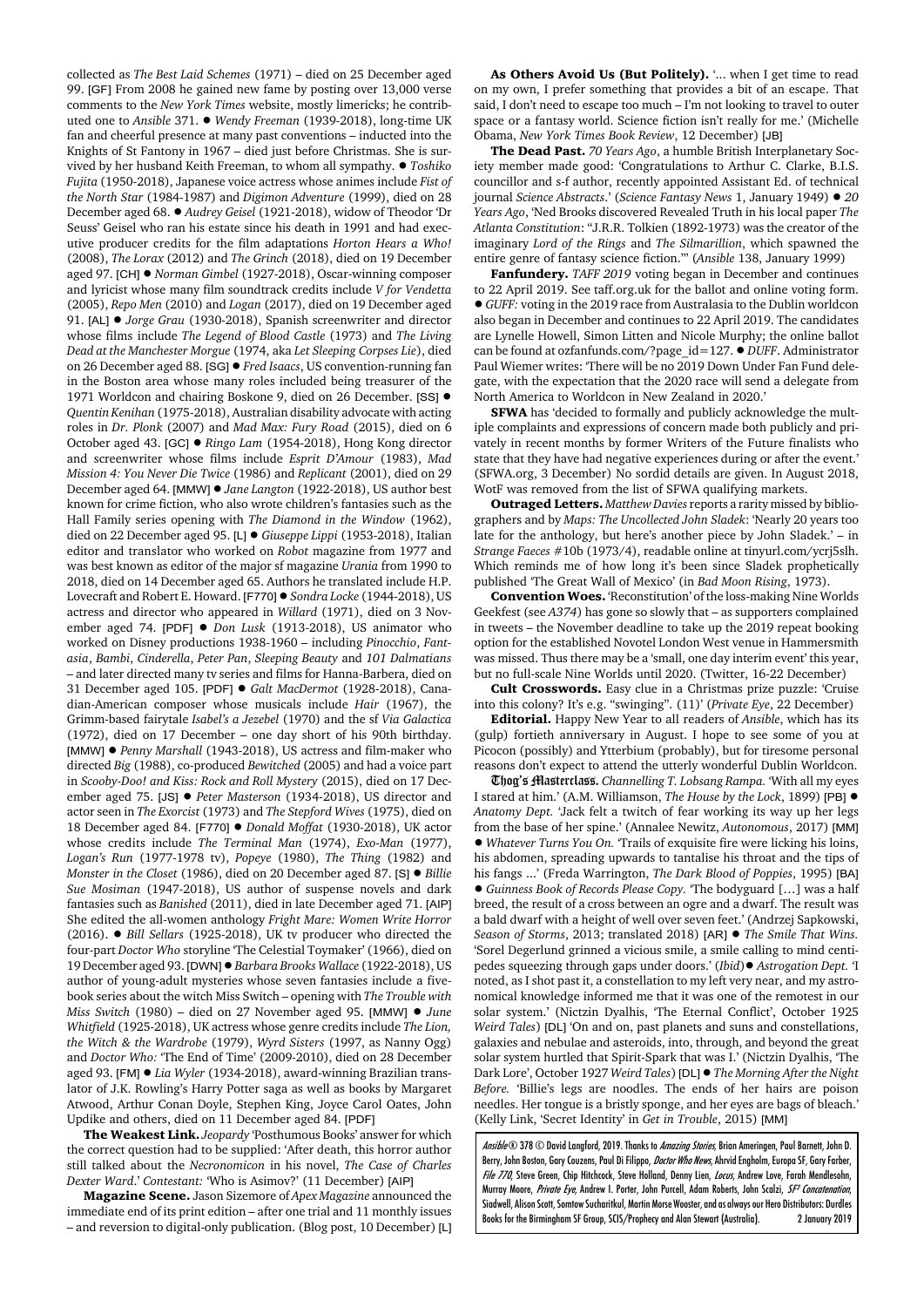collected as *The Best Laid Schemes* (1971) – died on 25 December aged 99. [GF] From 2008 he gained new fame by posting over 13,000 verse comments to the *New York Times* website, mostly limericks; he contributed one to *Ansible* 371. ● *Wendy Freeman* (1939-2018), long-time UK fan and cheerful presence at many past conventions – inducted into the Knights of St Fantony in 1967 – died just before Christmas. She is survived by her husband Keith Freeman, to whom all sympathy. ● *Toshiko Fujita* (1950-2018), Japanese voice actress whose animes include *Fist of the North Star* (1984-1987) and *Digimon Adventure* (1999), died on 28 December aged 68. ● *Audrey Geisel* (1921-2018), widow of Theodor 'Dr Seuss' Geisel who ran his estate since his death in 1991 and had executive producer credits for the film adaptations *Horton Hears a Who!* (2008), *The Lorax* (2012) and *The Grinch* (2018), died on 19 December aged 97. [CH] ● *Norman Gimbel* (1927-2018), Oscar-winning composer and lyricist whose many film soundtrack credits include *V for Vendetta* (2005), *Repo Men* (2010) and *Logan* (2017), died on 19 December aged 91. [AL] ● *Jorge Grau* (1930-2018), Spanish screenwriter and director whose films include *The Legend of Blood Castle* (1973) and *The Living Dead at the Manchester Morgue* (1974, aka *Let Sleeping Corpses Lie*), died on 26 December aged 88. [SG] ● *Fred Isaacs*, US convention-running fan in the Boston area whose many roles included being treasurer of the 1971 Worldcon and chairing Boskone 9, died on 26 December. [SS] ● *Quentin Kenihan* (1975-2018), Australian disability advocate with acting roles in *Dr. Plonk* (2007) and *Mad Max: Fury Road* (2015), died on 6 October aged 43. [GC] ● *Ringo Lam* (1954-2018), Hong Kong director and screenwriter whose films include *Esprit D'Amour* (1983), *Mad Mission 4: You Never Die Twice* (1986) and *Replicant* (2001), died on 29 December aged 64. [MMW] ● *Jane Langton* (1922-2018), US author best known for crime fiction, who also wrote children's fantasies such as the Hall Family series opening with *The Diamond in the Window* (1962), died on 22 December aged 95. [L] ● *Giuseppe Lippi* (1953-2018), Italian editor and translator who worked on *Robot* magazine from 1977 and was best known as editor of the major sf magazine *Urania* from 1990 to 2018, died on 14 December aged 65. Authors he translated include H.P. Lovecraft and Robert E. Howard. [F770] ● *Sondra Locke* (1944-2018), US actress and director who appeared in *Willard* (1971), died on 3 November aged 74. [PDF] ● *Don Lusk* (1913-2018), US animator who worked on Disney productions 1938-1960 – including *Pinocchio*, *Fantasia*, *Bambi*, *Cinderella*, *Peter Pan*, *Sleeping Beauty* and *101 Dalmatians* – and later directed many tv series and films for Hanna-Barbera, died on 31 December aged 105. [PDF] ● *Galt MacDermot* (1928-2018), Canadian-American composer whose musicals include *Hair* (1967), the Grimm-based fairytale *Isabel's a Jezebel* (1970) and the sf *Via Galactica* (1972), died on 17 December – one day short of his 90th birthday. [MMW] ● *Penny Marshall* (1943-2018), US actress and film-maker who directed *Big* (1988), co-produced *Bewitched* (2005) and had a voice part in *Scooby-Doo! and Kiss: Rock and Roll Mystery* (2015), died on 17 December aged 75. [JS] ● *Peter Masterson* (1934-2018), US director and actor seen in *The Exorcist* (1973) and *The Stepford Wives* (1975), died on 18 December aged 84. [F770] ● *Donald Moffat* (1930-2018), UK actor whose credits include *The Terminal Man* (1974), *Exo-Man* (1977), *Logan's Run* (1977-1978 tv), *Popeye* (1980), *The Thing* (1982) and *Monster in the Closet* (1986), died on 20 December aged 87. [S] ● *Billie Sue Mosiman* (1947-2018), US author of suspense novels and dark fantasies such as *Banished* (2011), died in late December aged 71. [AIP] She edited the all-women anthology *Fright Mare: Women Write Horror* (2016). ● *Bill Sellars* (1925-2018), UK tv producer who directed the four-part *Doctor Who* storyline 'The Celestial Toymaker' (1966), died on 19 December aged 93. [DWN] ● *Barbara Brooks Wallace* (1922-2018), US author of young-adult mysteries whose seven fantasies include a five-book series about the witch Miss Switch – opening with *The Trouble with Miss Switch* (1980) – died on 27 November aged 95. [MMW] ● *June Whitfield* (1925-2018), UK actress whose genre credits include *The Lion, the Witch & the Wardrobe* (1979), *Wyrd Sisters* (1997, as Nanny Ogg) and *Doctor Who:* 'The End of Time' (2009-2010), died on 28 December aged 93. [FM] ● *Lia Wyler* (1934-2018), award-winning Brazilian translator of J.K. Rowling's Harry Potter saga as well as books by Margaret Atwood, Arthur Conan Doyle, Stephen King, Joyce Carol Oates, John Updike and others, died on 11 December aged 84. [PDF]

**The Weakest Link.** *Jeopardy* 'Posthumous Books' answer for which the correct question had to be supplied: 'After death, this horror author still talked about the *Necronomicon* in his novel, *The Case of Charles Dexter Ward*.' *Contestant:* 'Who is Asimov?' (11 December) [AIP]

**Magazine Scene.** Jason Sizemore of *Apex Magazine* announced the immediate end of its print edition – after one trial and 11 monthly issues – and reversion to digital-only publication. (Blog post, 10 December) [L]

**As Others Avoid Us (But Politely).** '... when I get time to read on my own, I prefer something that provides a bit of an escape. That said, I don't need to escape too much – I'm not looking to travel to outer space or a fantasy world. Science fiction isn't really for me.' (Michelle Obama, *New York Times Book Review*, 12 December) [JB]

**The Dead Past.** *70 Years Ago*, a humble British Interplanetary Society member made good: 'Congratulations to Arthur C. Clarke, B.I.S. councillor and s-f author, recently appointed Assistant Ed. of technical journal *Science Abstracts*.' (*Science Fantasy News* 1, January 1949) ● *20 Years Ago*, 'Ned Brooks discovered Revealed Truth in his local paper *The Atlanta Constitution*: "J.R.R. Tolkien (1892-1973) was the creator of the imaginary *Lord of the Rings* and *The Silmarillion*, which spawned the entire genre of fantasy science fiction."' (*Ansible* 138, January 1999)

**Fanfundery.** *TAFF 2019* voting began in December and continues to 22 April 2019. See taff.org.uk for the ballot and online voting form. ● *GUFF:* voting in the 2019 race from Australasia to the Dublin worldcon also began in December and continues to 22 April 2019. The candidates are Lynelle Howell, Simon Litten and Nicole Murphy; the online ballot can be found at ozfanfunds.com/?page_id=127. ● *DUFF*. Administrator Paul Wiemer writes: 'There will be no 2019 Down Under Fan Fund delegate, with the expectation that the 2020 race will send a delegate from North America to Worldcon in New Zealand in 2020.'

**SFWA** has 'decided to formally and publicly acknowledge the multiple complaints and expressions of concern made both publicly and privately in recent months by former Writers of the Future finalists who state that they have had negative experiences during or after the event.' (SFWA.org, 3 December) No sordid details are given. In August 2018, WotF was removed from the list of SFWA qualifying markets.

**Outraged Letters.** *Matthew Davies* reports a rarity missed by bibliographers and by *Maps: The Uncollected John Sladek*: 'Nearly 20 years too late for the anthology, but here's another piece by John Sladek.' – in *Strange Faeces* #10b (1973/4), readable online at tinyurl.com/ycrj5slh. Which reminds me of how long it's been since Sladek prophetically published 'The Great Wall of Mexico' (in *Bad Moon Rising*, 1973).

**Convention Woes.** 'Reconstitution' of the loss-making Nine Worlds Geekfest (see *A374*) has gone so slowly that – as supporters complained in tweets – the November deadline to take up the 2019 repeat booking option for the established Novotel London West venue in Hammersmith was missed. Thus there may be a 'small, one day interim event' this year, but no full-scale Nine Worlds until 2020. (Twitter, 16-22 December)

**Cult Crosswords.** Easy clue in a Christmas prize puzzle: 'Cruise into this colony? It's e.g. "swinging". (11)' (*Private Eye*, 22 December)

**Editorial.** Happy New Year to all readers of *Ansible*, which has its (gulp) fortieth anniversary in August. I hope to see some of you at Picocon (possibly) and Ytterbium (probably), but for tiresome personal reasons don't expect to attend the utterly wonderful Dublin Worldcon.

**Thog's Masterclass.** *Channelling T. Lobsang Rampa.* 'With all my eyes I stared at him.' (A.M. Williamson, *The House by the Lock*, 1899) [PB] ● *Anatomy Dept.* 'Jack felt a twitch of fear working its way up her legs from the base of her spine.' (Annalee Newitz, *Autonomous*, 2017) [MM] ● *Whatever Turns You On.* 'Trails of exquisite fire were licking his loins, his abdomen, spreading upwards to tantalise his throat and the tips of his fangs ...' (Freda Warrington, *The Dark Blood of Poppies*, 1995) [BA] ● *Guinness Book of Records Please Copy.* 'The bodyguard […] was a half breed, the result of a cross between an ogre and a dwarf. The result was a bald dwarf with a height of well over seven feet.' (Andrzej Sapkowski, *Season of Storms*, 2013; translated 2018) [AR] ● *The Smile That Wins.* 'Sorel Degerlund grinned a vicious smile, a smile calling to mind centipedes squeezing through gaps under doors.' (*Ibid*) ● *Astrogation Dept.* 'I noted, as I shot past it, a constellation to my left very near, and my astronomical knowledge informed me that it was one of the remotest in our solar system.' (Nictzin Dyalhis, 'The Eternal Conflict', October 1925 *Weird Tales*) [DL] 'On and on, past planets and suns and constellations, galaxies and nebulae and asteroids, into, through, and beyond the great solar system hurtled that Spirit-Spark that was I.' (Nictzin Dyalhis, 'The Dark Lore', October 1927 *Weird Tales*) [DL] ● *The Morning After the Night Before.* 'Billie's legs are noodles. The ends of her hairs are poison needles. Her tongue is a bristly sponge, and her eyes are bags of bleach.' (Kelly Link, 'Secret Identity' in *Get in Trouble*, 2015) [MM]

*Ansible*® 378 © David Langford, 2019. Thanks to *Amazing Stories*, Brian Ameringen, Paul Barnett, John D. Berry, John Boston, Gary Couzens, Paul Di Filippo, *Doctor Who News*, Ahrvid Engholm, Europa SF, Gary Farber, *File 770*, Steve Green, Chip Hitchcock, Steve Holland, Denny Lien, *Locus*, Andrew Love, Farah Mendlesohn, Murray Moore, *Private Eye*, Andrew I. Porter, John Purcell, Adam Roberts, John Scalzi, *SF² Concatenation*, Siadwell, Alison Scott, Somtow Sucharitkul, Martin Morse Wooster, and as always our Hero Distributors: Durdles Books for the Birmingham SF Group, SCIS/Prophecy and Alan Stewart (Australia). 2 January 2019